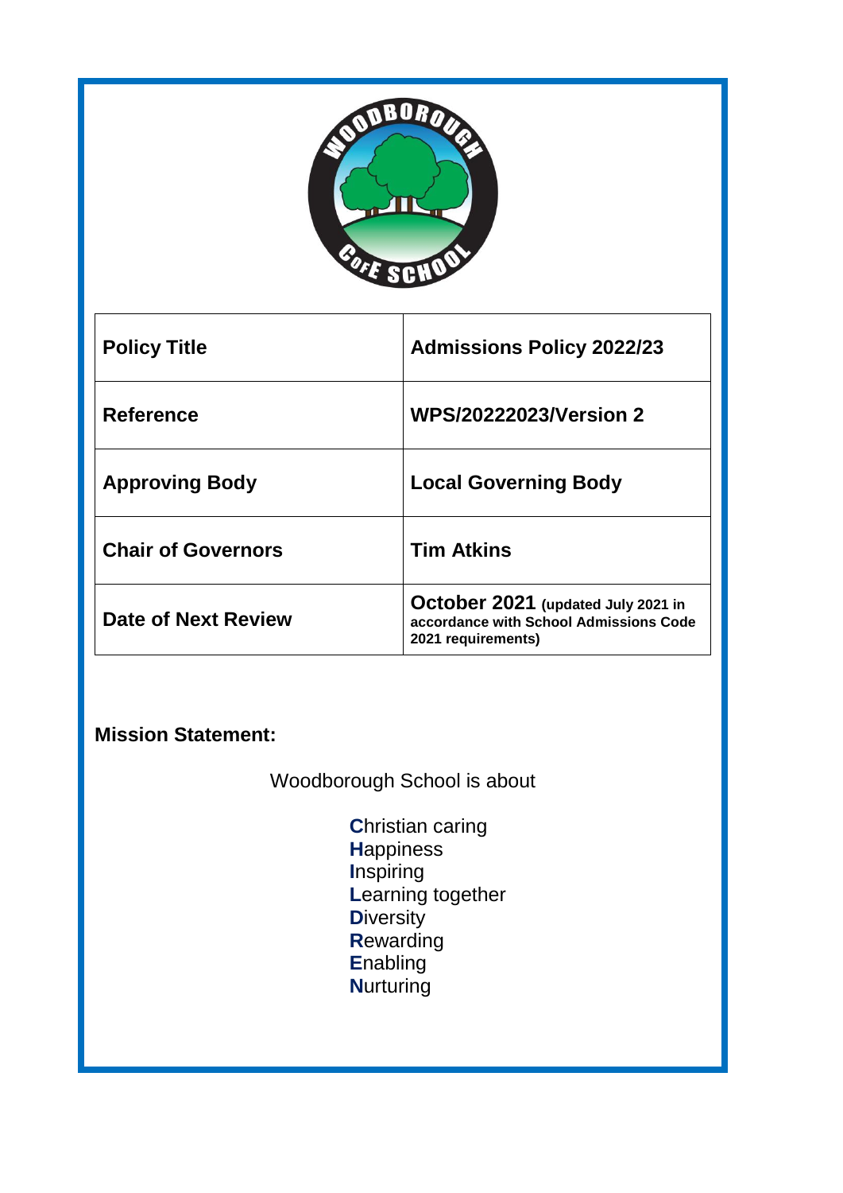| Policy Title | Admissions Policy 2022/23 |
|---|---|
| Reference | WPS/20222023/Version 2 |
| Approving Body | Local Governing Body |
| Chair of Governors | Tim Atkins |
| Date of Next Review | October 2021 (updated July 2021 in accordance with School Admissions Code 2021 requirements) |

**Mission Statement:**

Woodborough School is about

**C**hristian caring
**H**appiness
**I**nspiring
**L**earning together
**D**iversity
**R**ewarding
**E**nabling
**N**urturing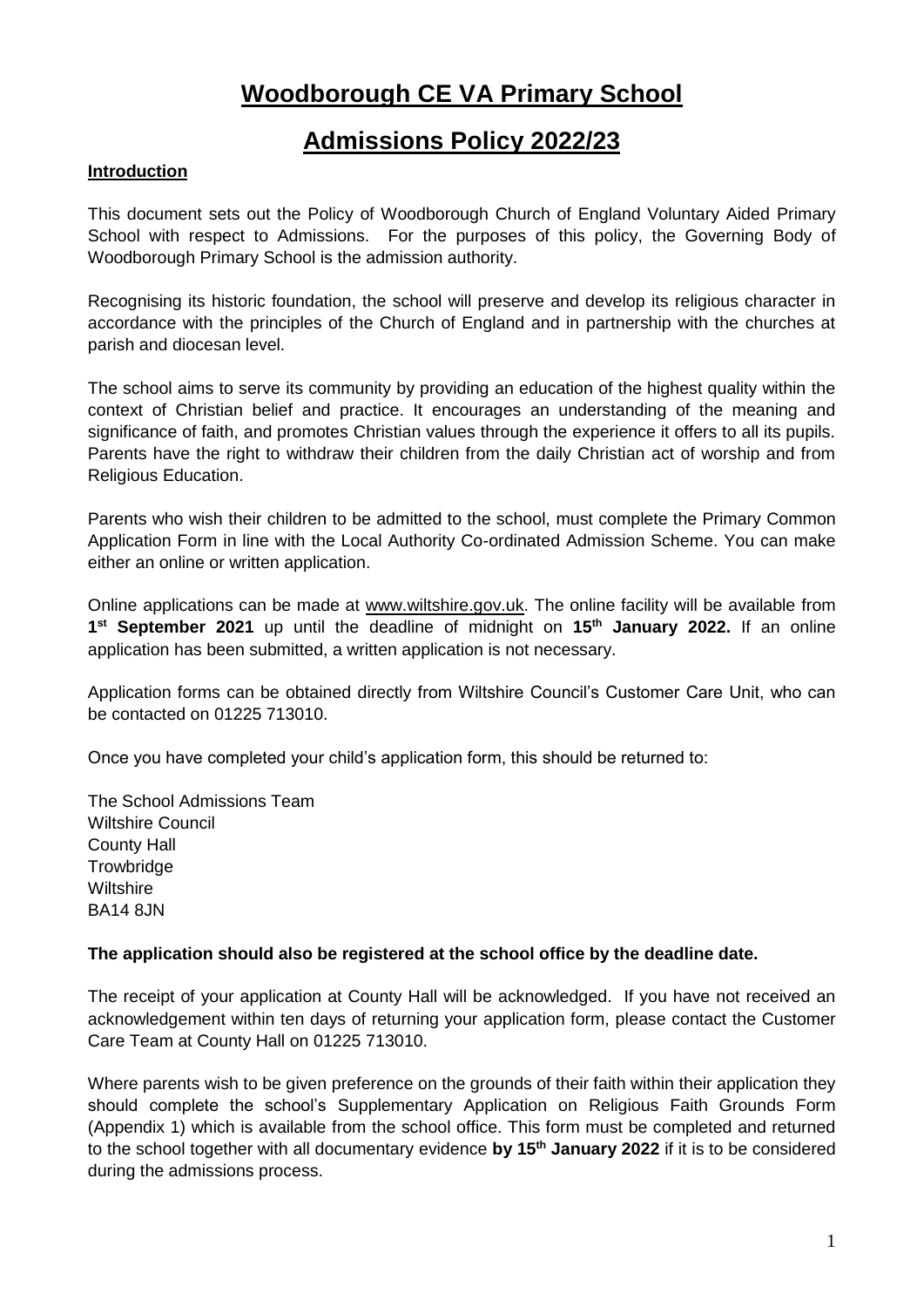# Woodborough CE VA Primary School

# Admissions Policy 2022/23

**Introduction**

This document sets out the Policy of Woodborough Church of England Voluntary Aided Primary School with respect to Admissions. For the purposes of this policy, the Governing Body of Woodborough Primary School is the admission authority.

Recognising its historic foundation, the school will preserve and develop its religious character in accordance with the principles of the Church of England and in partnership with the churches at parish and diocesan level.

The school aims to serve its community by providing an education of the highest quality within the context of Christian belief and practice. It encourages an understanding of the meaning and significance of faith, and promotes Christian values through the experience it offers to all its pupils. Parents have the right to withdraw their children from the daily Christian act of worship and from Religious Education.

Parents who wish their children to be admitted to the school, must complete the Primary Common Application Form in line with the Local Authority Co-ordinated Admission Scheme. You can make either an online or written application.

Online applications can be made at www.wiltshire.gov.uk. The online facility will be available from **1st September 2021** up until the deadline of midnight on **15th January 2022.** If an online application has been submitted, a written application is not necessary.

Application forms can be obtained directly from Wiltshire Council's Customer Care Unit, who can be contacted on 01225 713010.

Once you have completed your child's application form, this should be returned to:

The School Admissions Team
Wiltshire Council
County Hall
Trowbridge
Wiltshire
BA14 8JN

**The application should also be registered at the school office by the deadline date.**

The receipt of your application at County Hall will be acknowledged. If you have not received an acknowledgement within ten days of returning your application form, please contact the Customer Care Team at County Hall on 01225 713010.

Where parents wish to be given preference on the grounds of their faith within their application they should complete the school's Supplementary Application on Religious Faith Grounds Form (Appendix 1) which is available from the school office. This form must be completed and returned to the school together with all documentary evidence **by 15th January 2022** if it is to be considered during the admissions process.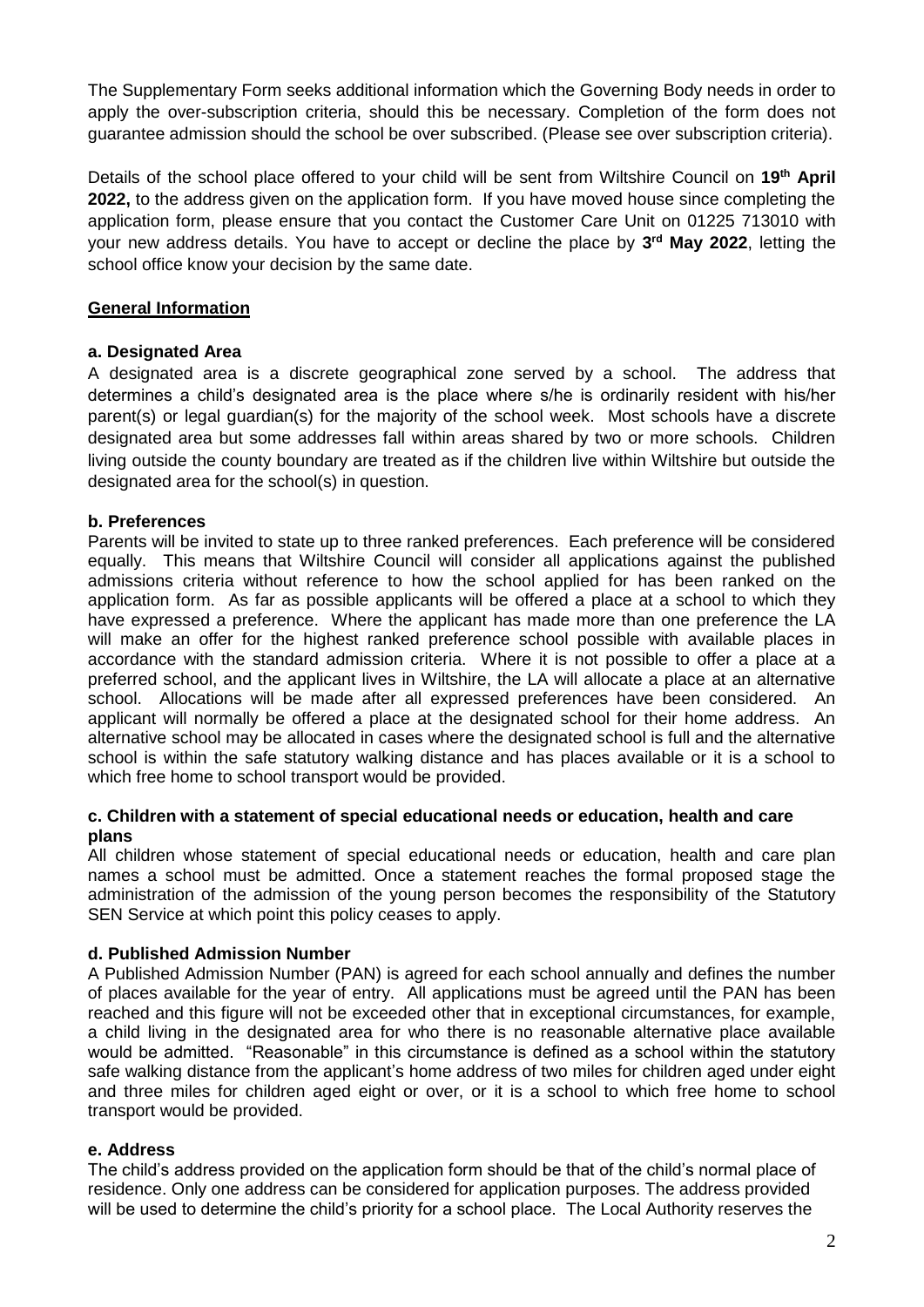The Supplementary Form seeks additional information which the Governing Body needs in order to apply the over-subscription criteria, should this be necessary. Completion of the form does not guarantee admission should the school be over subscribed. (Please see over subscription criteria).

Details of the school place offered to your child will be sent from Wiltshire Council on **19th April 2022,** to the address given on the application form. If you have moved house since completing the application form, please ensure that you contact the Customer Care Unit on 01225 713010 with your new address details. You have to accept or decline the place by **3rd May 2022**, letting the school office know your decision by the same date.

## General Information

### a. Designated Area

A designated area is a discrete geographical zone served by a school. The address that determines a child's designated area is the place where s/he is ordinarily resident with his/her parent(s) or legal guardian(s) for the majority of the school week. Most schools have a discrete designated area but some addresses fall within areas shared by two or more schools. Children living outside the county boundary are treated as if the children live within Wiltshire but outside the designated area for the school(s) in question.

### b. Preferences

Parents will be invited to state up to three ranked preferences. Each preference will be considered equally. This means that Wiltshire Council will consider all applications against the published admissions criteria without reference to how the school applied for has been ranked on the application form. As far as possible applicants will be offered a place at a school to which they have expressed a preference. Where the applicant has made more than one preference the LA will make an offer for the highest ranked preference school possible with available places in accordance with the standard admission criteria. Where it is not possible to offer a place at a preferred school, and the applicant lives in Wiltshire, the LA will allocate a place at an alternative school. Allocations will be made after all expressed preferences have been considered. An applicant will normally be offered a place at the designated school for their home address. An alternative school may be allocated in cases where the designated school is full and the alternative school is within the safe statutory walking distance and has places available or it is a school to which free home to school transport would be provided.

### c. Children with a statement of special educational needs or education, health and care plans

All children whose statement of special educational needs or education, health and care plan names a school must be admitted. Once a statement reaches the formal proposed stage the administration of the admission of the young person becomes the responsibility of the Statutory SEN Service at which point this policy ceases to apply.

### d. Published Admission Number

A Published Admission Number (PAN) is agreed for each school annually and defines the number of places available for the year of entry. All applications must be agreed until the PAN has been reached and this figure will not be exceeded other that in exceptional circumstances, for example, a child living in the designated area for who there is no reasonable alternative place available would be admitted. "Reasonable" in this circumstance is defined as a school within the statutory safe walking distance from the applicant's home address of two miles for children aged under eight and three miles for children aged eight or over, or it is a school to which free home to school transport would be provided.

### e. Address

The child's address provided on the application form should be that of the child's normal place of residence. Only one address can be considered for application purposes. The address provided will be used to determine the child's priority for a school place. The Local Authority reserves the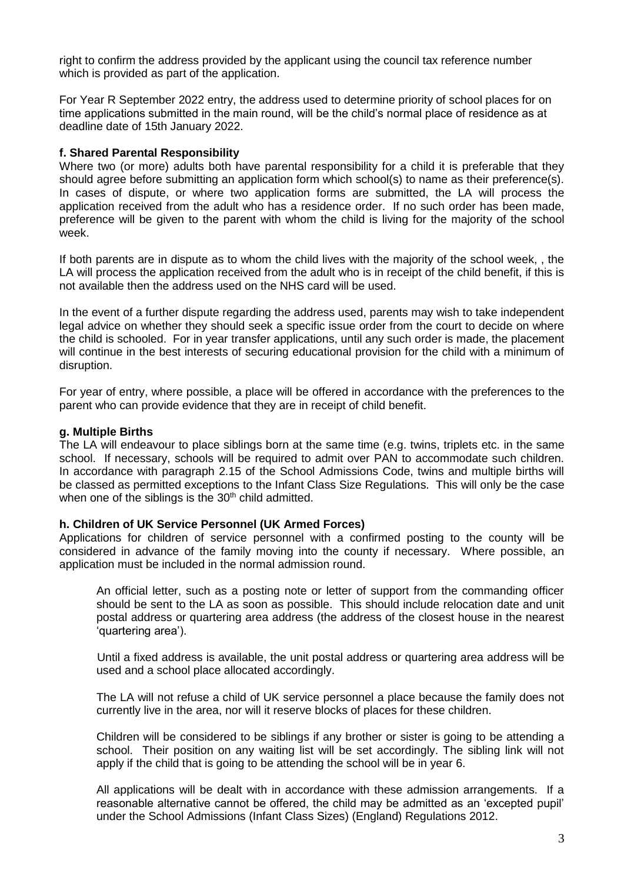right to confirm the address provided by the applicant using the council tax reference number which is provided as part of the application.

For Year R September 2022 entry, the address used to determine priority of school places for on time applications submitted in the main round, will be the child's normal place of residence as at deadline date of 15th January 2022.

**f. Shared Parental Responsibility**

Where two (or more) adults both have parental responsibility for a child it is preferable that they should agree before submitting an application form which school(s) to name as their preference(s). In cases of dispute, or where two application forms are submitted, the LA will process the application received from the adult who has a residence order. If no such order has been made, preference will be given to the parent with whom the child is living for the majority of the school week.

If both parents are in dispute as to whom the child lives with the majority of the school week, , the LA will process the application received from the adult who is in receipt of the child benefit, if this is not available then the address used on the NHS card will be used.

In the event of a further dispute regarding the address used, parents may wish to take independent legal advice on whether they should seek a specific issue order from the court to decide on where the child is schooled. For in year transfer applications, until any such order is made, the placement will continue in the best interests of securing educational provision for the child with a minimum of disruption.

For year of entry, where possible, a place will be offered in accordance with the preferences to the parent who can provide evidence that they are in receipt of child benefit.

**g. Multiple Births**

The LA will endeavour to place siblings born at the same time (e.g. twins, triplets etc. in the same school. If necessary, schools will be required to admit over PAN to accommodate such children. In accordance with paragraph 2.15 of the School Admissions Code, twins and multiple births will be classed as permitted exceptions to the Infant Class Size Regulations. This will only be the case when one of the siblings is the 30th child admitted.

**h. Children of UK Service Personnel (UK Armed Forces)**

Applications for children of service personnel with a confirmed posting to the county will be considered in advance of the family moving into the county if necessary. Where possible, an application must be included in the normal admission round.

An official letter, such as a posting note or letter of support from the commanding officer should be sent to the LA as soon as possible. This should include relocation date and unit postal address or quartering area address (the address of the closest house in the nearest 'quartering area').

Until a fixed address is available, the unit postal address or quartering area address will be used and a school place allocated accordingly.

The LA will not refuse a child of UK service personnel a place because the family does not currently live in the area, nor will it reserve blocks of places for these children.

Children will be considered to be siblings if any brother or sister is going to be attending a school. Their position on any waiting list will be set accordingly. The sibling link will not apply if the child that is going to be attending the school will be in year 6.

All applications will be dealt with in accordance with these admission arrangements. If a reasonable alternative cannot be offered, the child may be admitted as an 'excepted pupil' under the School Admissions (Infant Class Sizes) (England) Regulations 2012.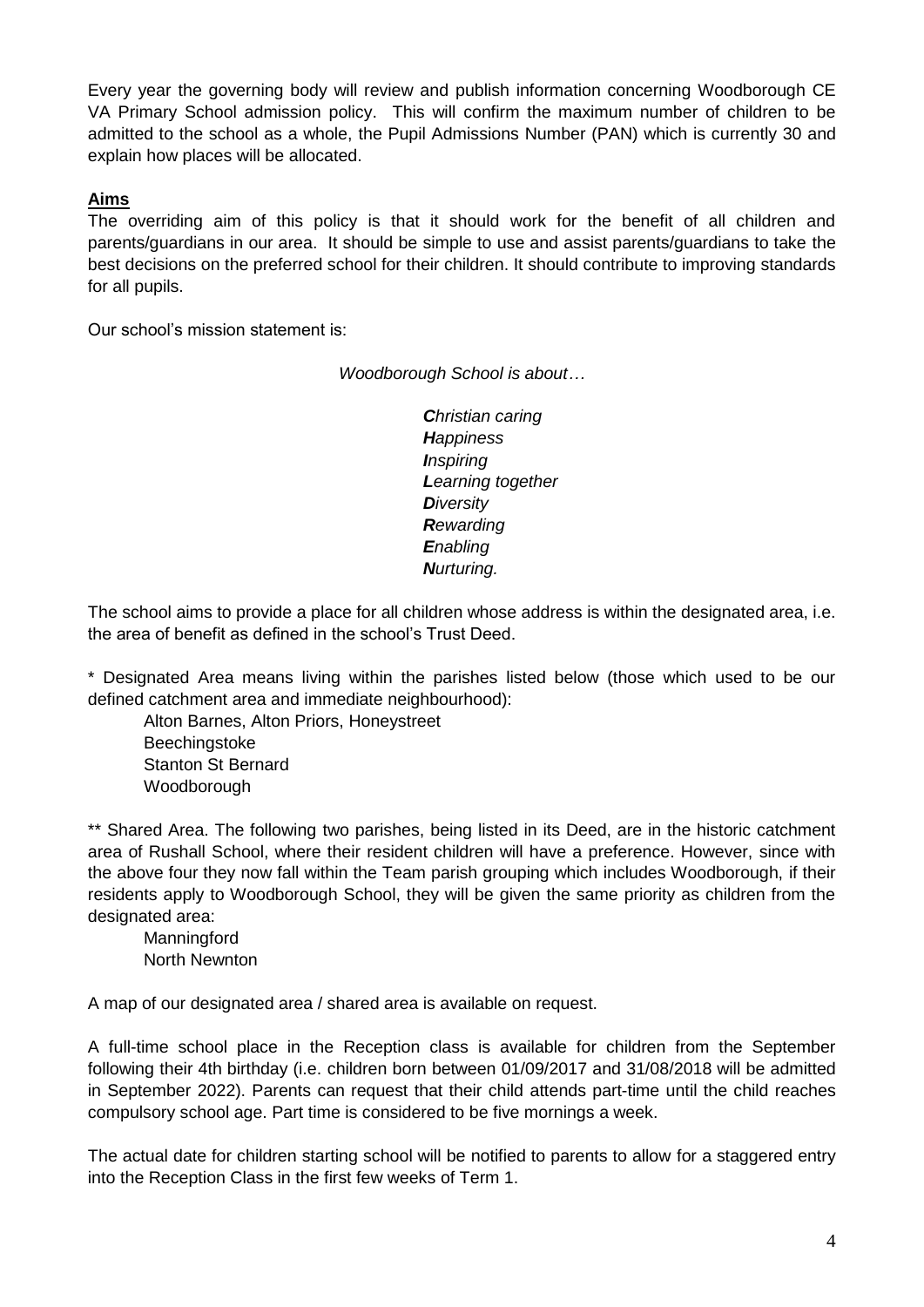Every year the governing body will review and publish information concerning Woodborough CE VA Primary School admission policy. This will confirm the maximum number of children to be admitted to the school as a whole, the Pupil Admissions Number (PAN) which is currently 30 and explain how places will be allocated.

## Aims

The overriding aim of this policy is that it should work for the benefit of all children and parents/guardians in our area. It should be simple to use and assist parents/guardians to take the best decisions on the preferred school for their children. It should contribute to improving standards for all pupils.

Our school's mission statement is:

*Woodborough School is about…*

> ***C**hristian caring*
> ***H**appiness*
> ***I**nspiring*
> ***L**earning together*
> ***D**iversity*
> ***R**ewarding*
> ***E**nabling*
> ***N**urturing.*

The school aims to provide a place for all children whose address is within the designated area, i.e. the area of benefit as defined in the school's Trust Deed.

\* Designated Area means living within the parishes listed below (those which used to be our defined catchment area and immediate neighbourhood):

- Alton Barnes, Alton Priors, Honeystreet
- Beechingstoke
- Stanton St Bernard
- Woodborough

\*\* Shared Area. The following two parishes, being listed in its Deed, are in the historic catchment area of Rushall School, where their resident children will have a preference. However, since with the above four they now fall within the Team parish grouping which includes Woodborough, if their residents apply to Woodborough School, they will be given the same priority as children from the designated area:

- Manningford
- North Newnton

A map of our designated area / shared area is available on request.

A full-time school place in the Reception class is available for children from the September following their 4th birthday (i.e. children born between 01/09/2017 and 31/08/2018 will be admitted in September 2022). Parents can request that their child attends part-time until the child reaches compulsory school age. Part time is considered to be five mornings a week.

The actual date for children starting school will be notified to parents to allow for a staggered entry into the Reception Class in the first few weeks of Term 1.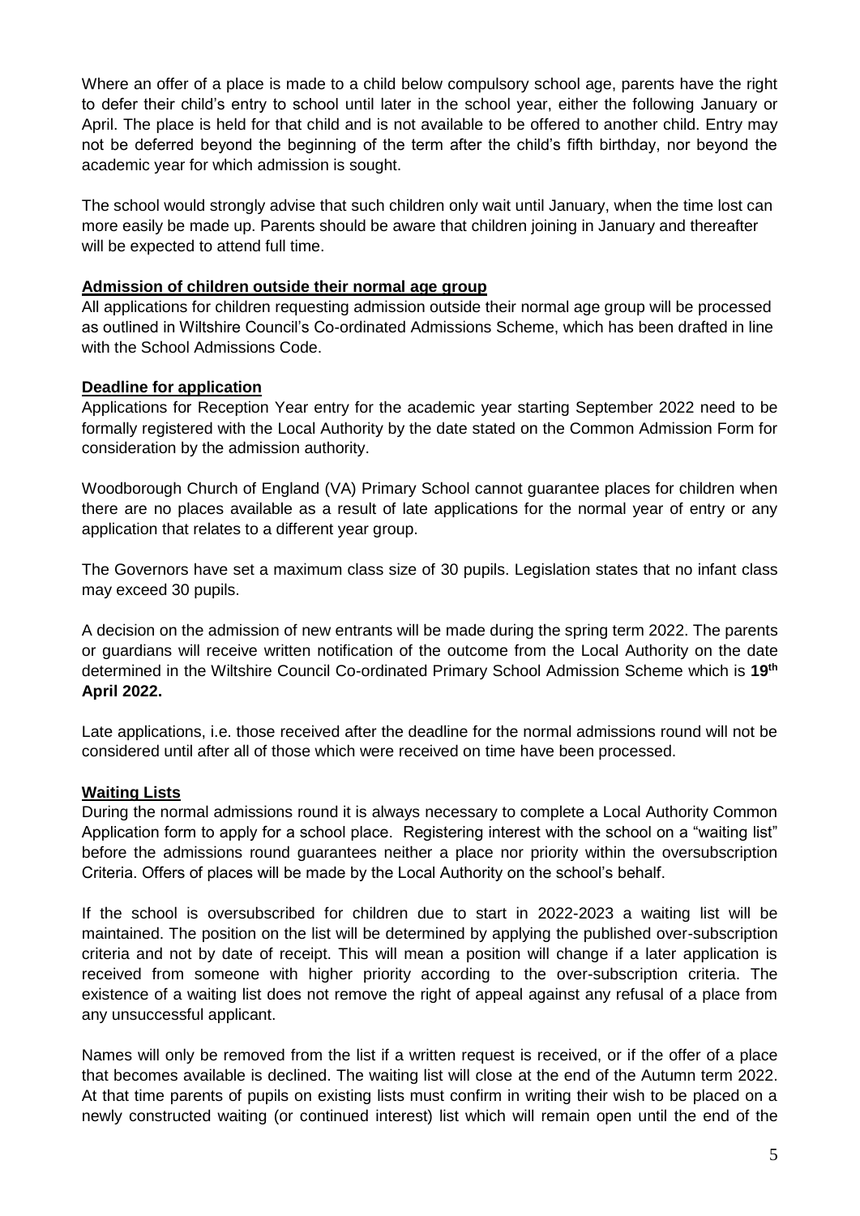Where an offer of a place is made to a child below compulsory school age, parents have the right to defer their child's entry to school until later in the school year, either the following January or April. The place is held for that child and is not available to be offered to another child. Entry may not be deferred beyond the beginning of the term after the child's fifth birthday, nor beyond the academic year for which admission is sought.

The school would strongly advise that such children only wait until January, when the time lost can more easily be made up. Parents should be aware that children joining in January and thereafter will be expected to attend full time.

**Admission of children outside their normal age group**

All applications for children requesting admission outside their normal age group will be processed as outlined in Wiltshire Council's Co-ordinated Admissions Scheme, which has been drafted in line with the School Admissions Code.

**Deadline for application**

Applications for Reception Year entry for the academic year starting September 2022 need to be formally registered with the Local Authority by the date stated on the Common Admission Form for consideration by the admission authority.

Woodborough Church of England (VA) Primary School cannot guarantee places for children when there are no places available as a result of late applications for the normal year of entry or any application that relates to a different year group.

The Governors have set a maximum class size of 30 pupils. Legislation states that no infant class may exceed 30 pupils.

A decision on the admission of new entrants will be made during the spring term 2022. The parents or guardians will receive written notification of the outcome from the Local Authority on the date determined in the Wiltshire Council Co-ordinated Primary School Admission Scheme which is **19th April 2022.**

Late applications, i.e. those received after the deadline for the normal admissions round will not be considered until after all of those which were received on time have been processed.

**Waiting Lists**

During the normal admissions round it is always necessary to complete a Local Authority Common Application form to apply for a school place. Registering interest with the school on a "waiting list" before the admissions round guarantees neither a place nor priority within the oversubscription Criteria. Offers of places will be made by the Local Authority on the school's behalf.

If the school is oversubscribed for children due to start in 2022-2023 a waiting list will be maintained. The position on the list will be determined by applying the published over-subscription criteria and not by date of receipt. This will mean a position will change if a later application is received from someone with higher priority according to the over-subscription criteria. The existence of a waiting list does not remove the right of appeal against any refusal of a place from any unsuccessful applicant.

Names will only be removed from the list if a written request is received, or if the offer of a place that becomes available is declined. The waiting list will close at the end of the Autumn term 2022. At that time parents of pupils on existing lists must confirm in writing their wish to be placed on a newly constructed waiting (or continued interest) list which will remain open until the end of the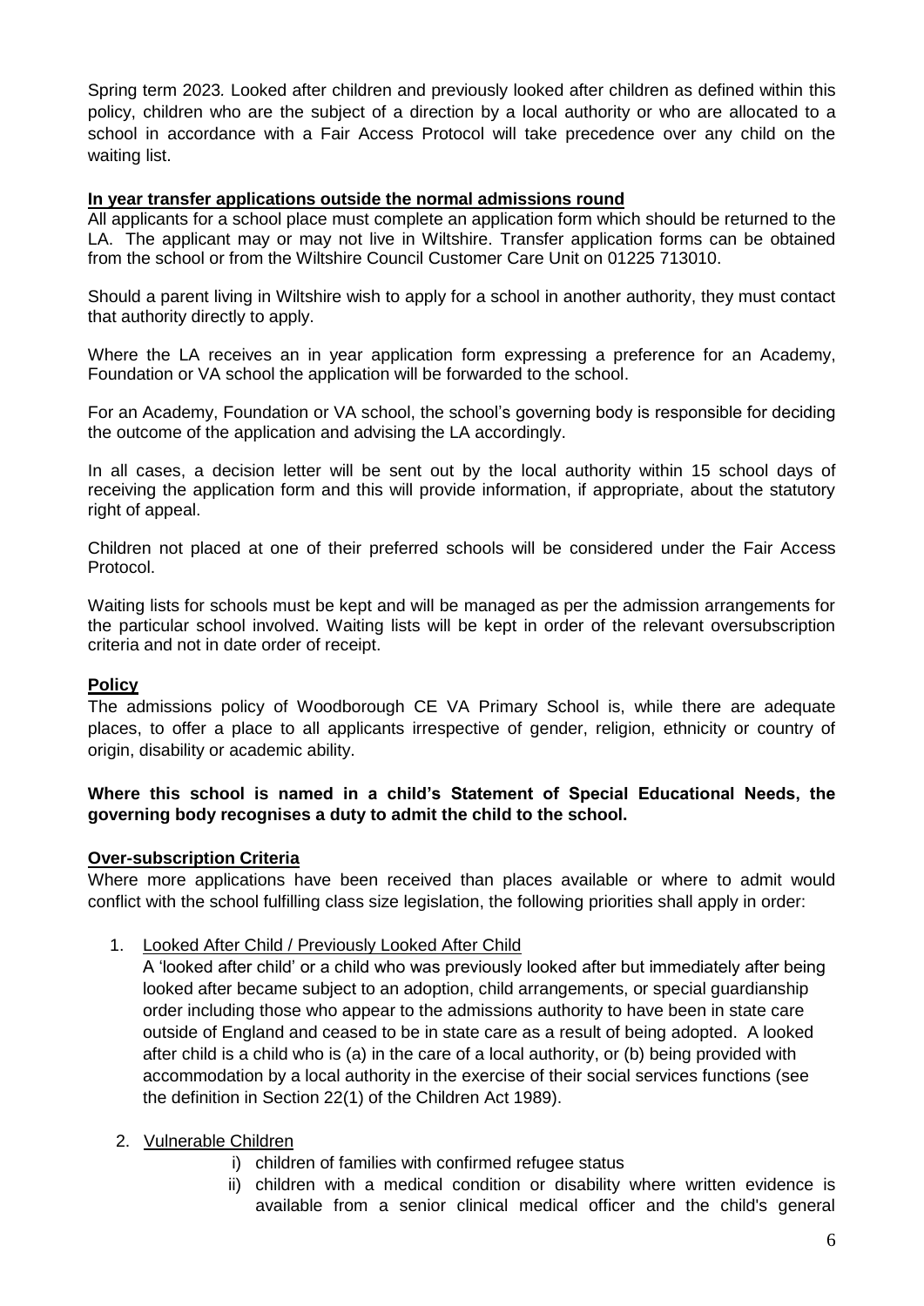Spring term 2023. Looked after children and previously looked after children as defined within this policy, children who are the subject of a direction by a local authority or who are allocated to a school in accordance with a Fair Access Protocol will take precedence over any child on the waiting list.

**In year transfer applications outside the normal admissions round**

All applicants for a school place must complete an application form which should be returned to the LA. The applicant may or may not live in Wiltshire. Transfer application forms can be obtained from the school or from the Wiltshire Council Customer Care Unit on 01225 713010.

Should a parent living in Wiltshire wish to apply for a school in another authority, they must contact that authority directly to apply.

Where the LA receives an in year application form expressing a preference for an Academy, Foundation or VA school the application will be forwarded to the school.

For an Academy, Foundation or VA school, the school's governing body is responsible for deciding the outcome of the application and advising the LA accordingly.

In all cases, a decision letter will be sent out by the local authority within 15 school days of receiving the application form and this will provide information, if appropriate, about the statutory right of appeal.

Children not placed at one of their preferred schools will be considered under the Fair Access Protocol.

Waiting lists for schools must be kept and will be managed as per the admission arrangements for the particular school involved. Waiting lists will be kept in order of the relevant oversubscription criteria and not in date order of receipt.

**Policy**

The admissions policy of Woodborough CE VA Primary School is, while there are adequate places, to offer a place to all applicants irrespective of gender, religion, ethnicity or country of origin, disability or academic ability.

**Where this school is named in a child's Statement of Special Educational Needs, the governing body recognises a duty to admit the child to the school.**

**Over-subscription Criteria**

Where more applications have been received than places available or where to admit would conflict with the school fulfilling class size legislation, the following priorities shall apply in order:

1. Looked After Child / Previously Looked After Child
   A 'looked after child' or a child who was previously looked after but immediately after being looked after became subject to an adoption, child arrangements, or special guardianship order including those who appear to the admissions authority to have been in state care outside of England and ceased to be in state care as a result of being adopted. A looked after child is a child who is (a) in the care of a local authority, or (b) being provided with accommodation by a local authority in the exercise of their social services functions (see the definition in Section 22(1) of the Children Act 1989).

2. Vulnerable Children
   i) children of families with confirmed refugee status
   ii) children with a medical condition or disability where written evidence is available from a senior clinical medical officer and the child's general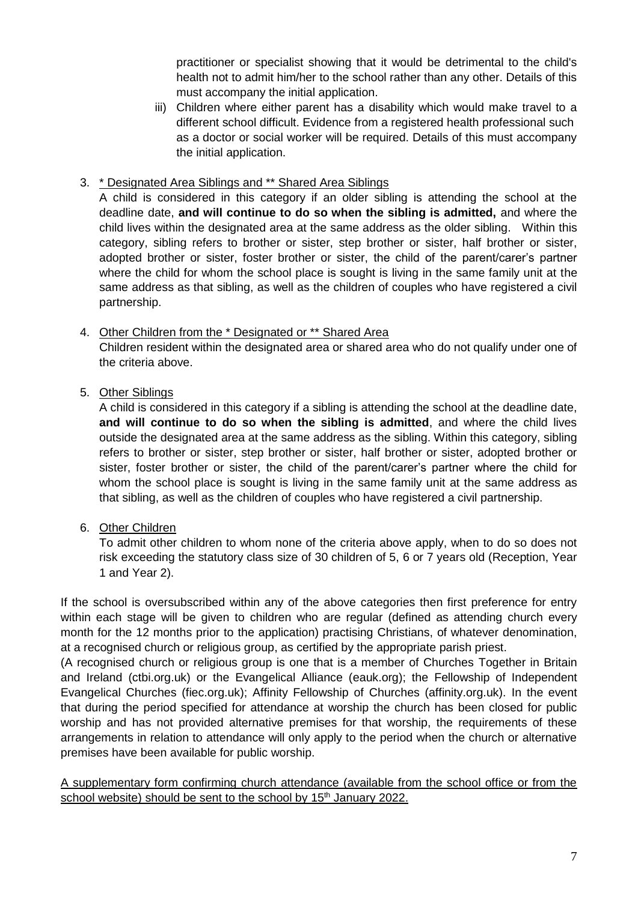practitioner or specialist showing that it would be detrimental to the child's health not to admit him/her to the school rather than any other. Details of this must accompany the initial application.

iii) Children where either parent has a disability which would make travel to a different school difficult. Evidence from a registered health professional such as a doctor or social worker will be required. Details of this must accompany the initial application.

3. <u>* Designated Area Siblings and ** Shared Area Siblings</u>

   A child is considered in this category if an older sibling is attending the school at the deadline date, **and will continue to do so when the sibling is admitted,** and where the child lives within the designated area at the same address as the older sibling. Within this category, sibling refers to brother or sister, step brother or sister, half brother or sister, adopted brother or sister, foster brother or sister, the child of the parent/carer's partner where the child for whom the school place is sought is living in the same family unit at the same address as that sibling, as well as the children of couples who have registered a civil partnership.

4. <u>Other Children from the * Designated or ** Shared Area</u>

   Children resident within the designated area or shared area who do not qualify under one of the criteria above.

5. <u>Other Siblings</u>

   A child is considered in this category if a sibling is attending the school at the deadline date, **and will continue to do so when the sibling is admitted**, and where the child lives outside the designated area at the same address as the sibling. Within this category, sibling refers to brother or sister, step brother or sister, half brother or sister, adopted brother or sister, foster brother or sister, the child of the parent/carer's partner where the child for whom the school place is sought is living in the same family unit at the same address as that sibling, as well as the children of couples who have registered a civil partnership.

6. <u>Other Children</u>

   To admit other children to whom none of the criteria above apply, when to do so does not risk exceeding the statutory class size of 30 children of 5, 6 or 7 years old (Reception, Year 1 and Year 2).

If the school is oversubscribed within any of the above categories then first preference for entry within each stage will be given to children who are regular (defined as attending church every month for the 12 months prior to the application) practising Christians, of whatever denomination, at a recognised church or religious group, as certified by the appropriate parish priest.

(A recognised church or religious group is one that is a member of Churches Together in Britain and Ireland (ctbi.org.uk) or the Evangelical Alliance (eauk.org); the Fellowship of Independent Evangelical Churches (fiec.org.uk); Affinity Fellowship of Churches (affinity.org.uk). In the event that during the period specified for attendance at worship the church has been closed for public worship and has not provided alternative premises for that worship, the requirements of these arrangements in relation to attendance will only apply to the period when the church or alternative premises have been available for public worship.

<u>A supplementary form confirming church attendance (available from the school office or from the school website) should be sent to the school by 15th January 2022.</u>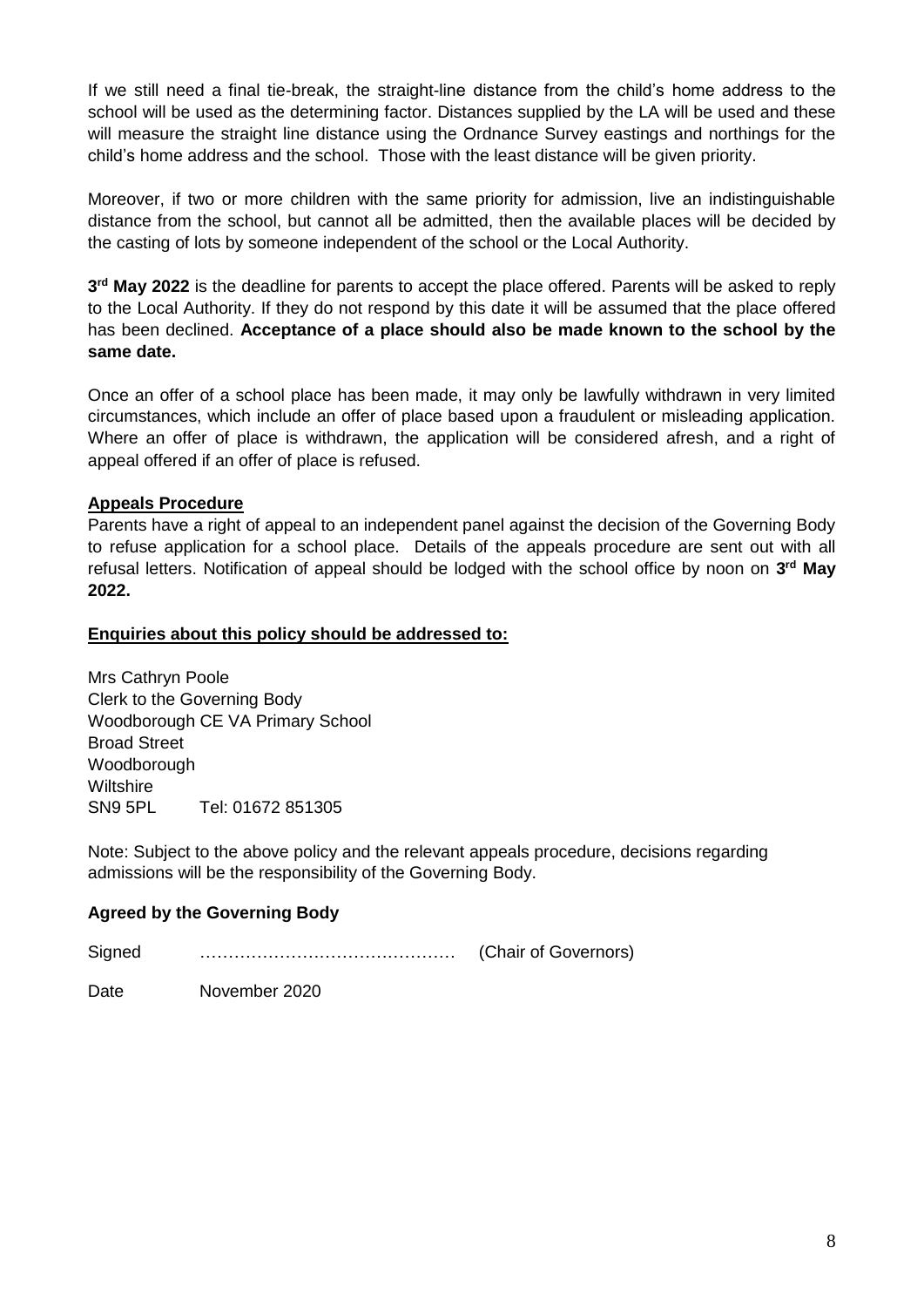If we still need a final tie-break, the straight-line distance from the child's home address to the school will be used as the determining factor. Distances supplied by the LA will be used and these will measure the straight line distance using the Ordnance Survey eastings and northings for the child's home address and the school. Those with the least distance will be given priority.

Moreover, if two or more children with the same priority for admission, live an indistinguishable distance from the school, but cannot all be admitted, then the available places will be decided by the casting of lots by someone independent of the school or the Local Authority.

**3rd May 2022** is the deadline for parents to accept the place offered. Parents will be asked to reply to the Local Authority. If they do not respond by this date it will be assumed that the place offered has been declined. **Acceptance of a place should also be made known to the school by the same date.**

Once an offer of a school place has been made, it may only be lawfully withdrawn in very limited circumstances, which include an offer of place based upon a fraudulent or misleading application. Where an offer of place is withdrawn, the application will be considered afresh, and a right of appeal offered if an offer of place is refused.

**Appeals Procedure**

Parents have a right of appeal to an independent panel against the decision of the Governing Body to refuse application for a school place. Details of the appeals procedure are sent out with all refusal letters. Notification of appeal should be lodged with the school office by noon on **3rd May 2022.**

**Enquiries about this policy should be addressed to:**

Mrs Cathryn Poole
Clerk to the Governing Body
Woodborough CE VA Primary School
Broad Street
Woodborough
Wiltshire
SN9 5PL Tel: 01672 851305

Note: Subject to the above policy and the relevant appeals procedure, decisions regarding admissions will be the responsibility of the Governing Body.

**Agreed by the Governing Body**

Signed ……………………………………… (Chair of Governors)

Date November 2020